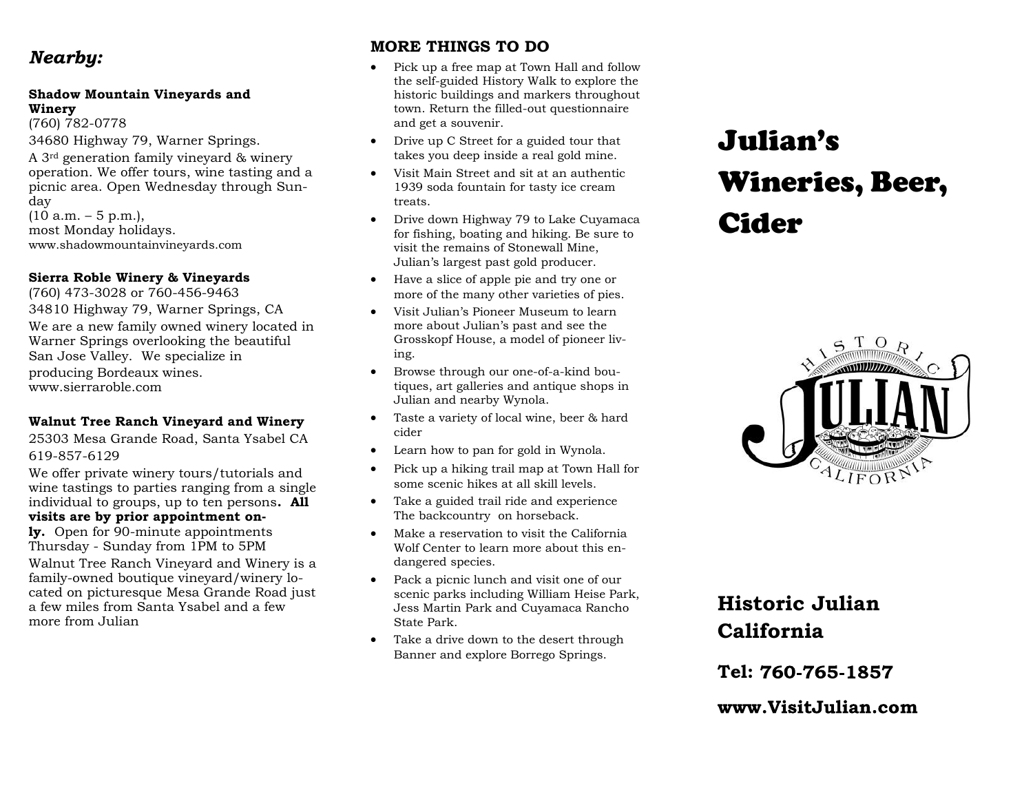## *Nearby:*

**Shadow Mountain Vineyards and Winery**
(760) 782-0778
34680 Highway 79, Warner Springs.
A 3rd generation family vineyard & winery operation. We offer tours, wine tasting and a picnic area. Open Wednesday through Sunday
(10 a.m. – 5 p.m.),
most Monday holidays.
www.shadowmountainvineyards.com

**Sierra Roble Winery & Vineyards**
(760) 473-3028 or 760-456-9463
34810 Highway 79, Warner Springs, CA
We are a new family owned winery located in Warner Springs overlooking the beautiful San Jose Valley. We specialize in producing Bordeaux wines.
www.sierraroble.com

**Walnut Tree Ranch Vineyard and Winery**
25303 Mesa Grande Road, Santa Ysabel CA
619-857-6129
We offer private winery tours/tutorials and wine tastings to parties ranging from a single individual to groups, up to ten persons**. All visits are by prior appointment only.** Open for 90-minute appointments Thursday - Sunday from 1PM to 5PM
Walnut Tree Ranch Vineyard and Winery is a family-owned boutique vineyard/winery located on picturesque Mesa Grande Road just a few miles from Santa Ysabel and a few more from Julian

## MORE THINGS TO DO

- Pick up a free map at Town Hall and follow the self-guided History Walk to explore the historic buildings and markers throughout town. Return the filled-out questionnaire and get a souvenir.
- Drive up C Street for a guided tour that takes you deep inside a real gold mine.
- Visit Main Street and sit at an authentic 1939 soda fountain for tasty ice cream treats.
- Drive down Highway 79 to Lake Cuyamaca for fishing, boating and hiking. Be sure to visit the remains of Stonewall Mine, Julian's largest past gold producer.
- Have a slice of apple pie and try one or more of the many other varieties of pies.
- Visit Julian's Pioneer Museum to learn more about Julian's past and see the Grosskopf House, a model of pioneer living.
- Browse through our one-of-a-kind boutiques, art galleries and antique shops in Julian and nearby Wynola.
- Taste a variety of local wine, beer & hard cider
- Learn how to pan for gold in Wynola.
- Pick up a hiking trail map at Town Hall for some scenic hikes at all skill levels.
- Take a guided trail ride and experience The backcountry on horseback.
- Make a reservation to visit the California Wolf Center to learn more about this endangered species.
- Pack a picnic lunch and visit one of our scenic parks including William Heise Park, Jess Martin Park and Cuyamaca Rancho State Park.
- Take a drive down to the desert through Banner and explore Borrego Springs.

# Julian's Wineries, Beer, Cider

HISTORIC JULIAN CALIFORNIA

**Historic Julian California**

**Tel: 760-765-1857**

**www.VisitJulian.com**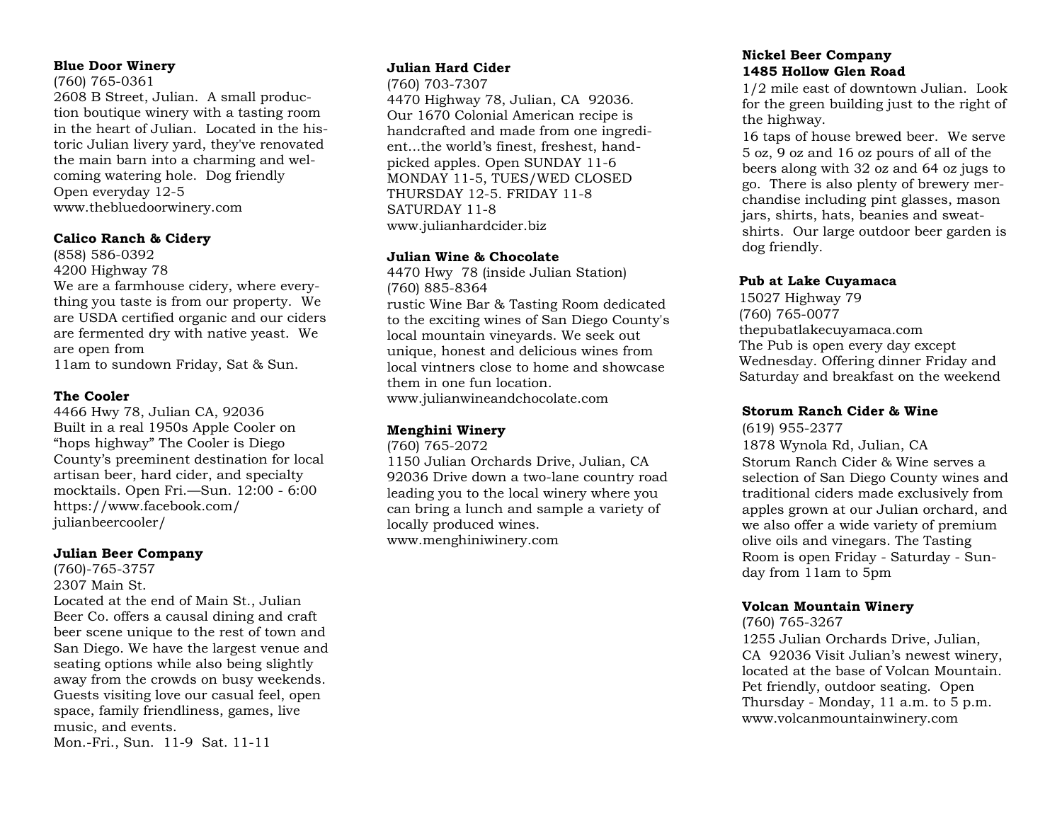**Blue Door Winery**
(760) 765-0361
2608 B Street, Julian. A small production boutique winery with a tasting room in the heart of Julian. Located in the historic Julian livery yard, they've renovated the main barn into a charming and welcoming watering hole. Dog friendly
Open everyday 12-5
www.thebluedoorwinery.com

**Calico Ranch & Cidery**
(858) 586-0392
4200 Highway 78
We are a farmhouse cidery, where everything you taste is from our property. We are USDA certified organic and our ciders are fermented dry with native yeast. We are open from
11am to sundown Friday, Sat & Sun.

**The Cooler**
4466 Hwy 78, Julian CA, 92036
Built in a real 1950s Apple Cooler on "hops highway" The Cooler is Diego County's preeminent destination for local artisan beer, hard cider, and specialty mocktails. Open Fri.—Sun. 12:00 - 6:00
https://www.facebook.com/julianbeercooler/

**Julian Beer Company**
(760)-765-3757
2307 Main St.
Located at the end of Main St., Julian Beer Co. offers a causal dining and craft beer scene unique to the rest of town and San Diego. We have the largest venue and seating options while also being slightly away from the crowds on busy weekends. Guests visiting love our casual feel, open space, family friendliness, games, live music, and events.
Mon.-Fri., Sun. 11-9 Sat. 11-11

**Julian Hard Cider**
(760) 703-7307
4470 Highway 78, Julian, CA 92036.
Our 1670 Colonial American recipe is handcrafted and made from one ingredient…the world's finest, freshest, handpicked apples. Open SUNDAY 11-6
MONDAY 11-5, TUES/WED CLOSED
THURSDAY 12-5. FRIDAY 11-8
SATURDAY 11-8
www.julianhardcider.biz

**Julian Wine & Chocolate**
4470 Hwy 78 (inside Julian Station)
(760) 885-8364
rustic Wine Bar & Tasting Room dedicated to the exciting wines of San Diego County's local mountain vineyards. We seek out unique, honest and delicious wines from local vintners close to home and showcase them in one fun location.
www.julianwineandchocolate.com

**Menghini Winery**
(760) 765-2072
1150 Julian Orchards Drive, Julian, CA 92036 Drive down a two-lane country road leading you to the local winery where you can bring a lunch and sample a variety of locally produced wines.
www.menghiniwinery.com

**Nickel Beer Company**
**1485 Hollow Glen Road**
1/2 mile east of downtown Julian. Look for the green building just to the right of the highway.
16 taps of house brewed beer. We serve 5 oz, 9 oz and 16 oz pours of all of the beers along with 32 oz and 64 oz jugs to go. There is also plenty of brewery merchandise including pint glasses, mason jars, shirts, hats, beanies and sweatshirts. Our large outdoor beer garden is dog friendly.

**Pub at Lake Cuyamaca**
15027 Highway 79
(760) 765-0077
thepubatlakecuyamaca.com
The Pub is open every day except Wednesday. Offering dinner Friday and Saturday and breakfast on the weekend

**Storum Ranch Cider & Wine**
(619) 955-2377
1878 Wynola Rd, Julian, CA
Storum Ranch Cider & Wine serves a selection of San Diego County wines and traditional ciders made exclusively from apples grown at our Julian orchard, and we also offer a wide variety of premium olive oils and vinegars. The Tasting Room is open Friday - Saturday - Sunday from 11am to 5pm

**Volcan Mountain Winery**
(760) 765-3267
1255 Julian Orchards Drive, Julian, CA 92036 Visit Julian's newest winery, located at the base of Volcan Mountain. Pet friendly, outdoor seating. Open Thursday - Monday, 11 a.m. to 5 p.m.
www.volcanmountainwinery.com